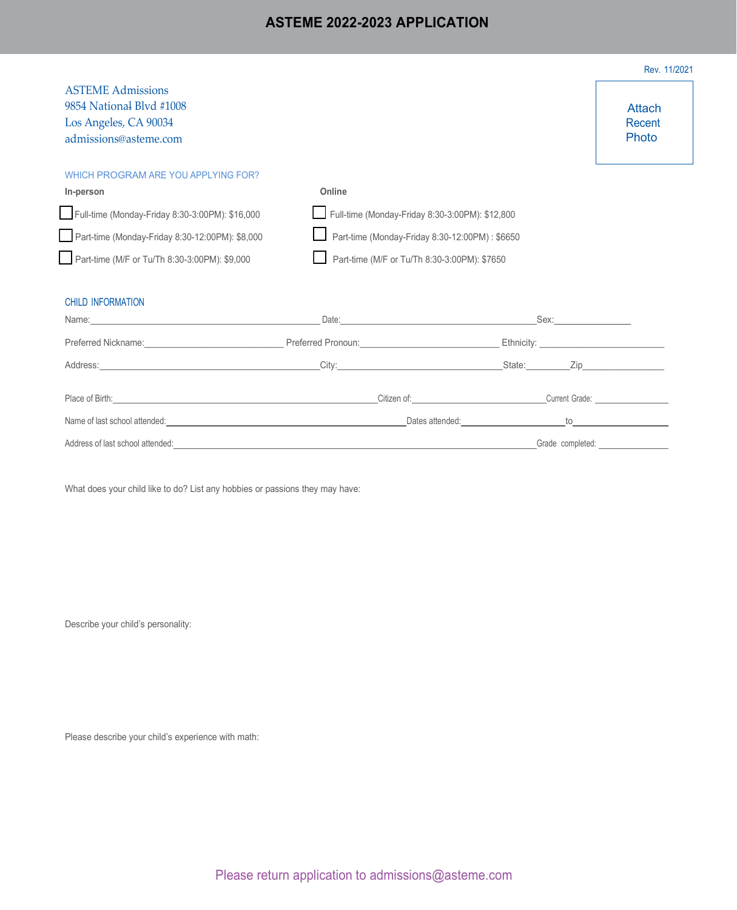# ASTEME 2022-2023 APPLICATION

Rev. 11/2021

ASTEME Admissions
9854 National Blvd #1008
Los Angeles, CA 90034
admissions@asteme.com

Attach Recent Photo

## WHICH PROGRAM ARE YOU APPLYING FOR?

**In-person**

- ☐ Full-time (Monday-Friday 8:30-3:00PM): $16,000
- ☐ Part-time (Monday-Friday 8:30-12:00PM): $8,000
- ☐ Part-time (M/F or Tu/Th 8:30-3:00PM): $9,000

**Online**

- ☐ Full-time (Monday-Friday 8:30-3:00PM): $12,800
- ☐ Part-time (Monday-Friday 8:30-12:00PM) : $6650
- ☐ Part-time (M/F or Tu/Th 8:30-3:00PM): $7650

## CHILD INFORMATION

Name:_______________ Date:_______________ Sex:_______________

Preferred Nickname:_______________ Preferred Pronoun:_______________ Ethnicity: _______________

Address:_______________ City:_______________ State:_________ Zip_______________

Place of Birth:_______________ Citizen of:_______________ Current Grade: _______________

Name of last school attended:_______________ Dates attended:_______________ to _______________

Address of last school attended:_______________ Grade completed: _______________

What does your child like to do? List any hobbies or passions they may have:

Describe your child's personality:

Please describe your child's experience with math:

Please return application to admissions@asteme.com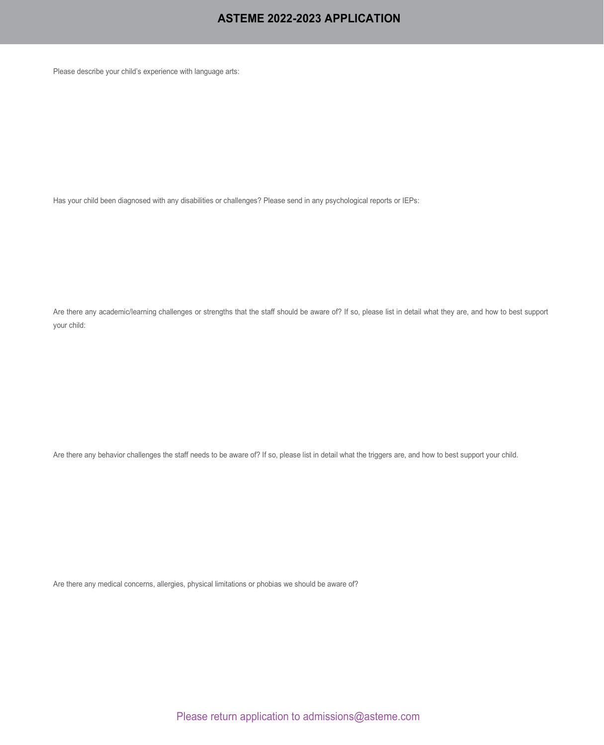# ASTEME 2022-2023 APPLICATION

Please describe your child's experience with language arts:

Has your child been diagnosed with any disabilities or challenges? Please send in any psychological reports or IEPs:

Are there any academic/learning challenges or strengths that the staff should be aware of? If so, please list in detail what they are, and how to best support your child:

Are there any behavior challenges the staff needs to be aware of? If so, please list in detail what the triggers are, and how to best support your child.

Are there any medical concerns, allergies, physical limitations or phobias we should be aware of?

Please return application to admissions@asteme.com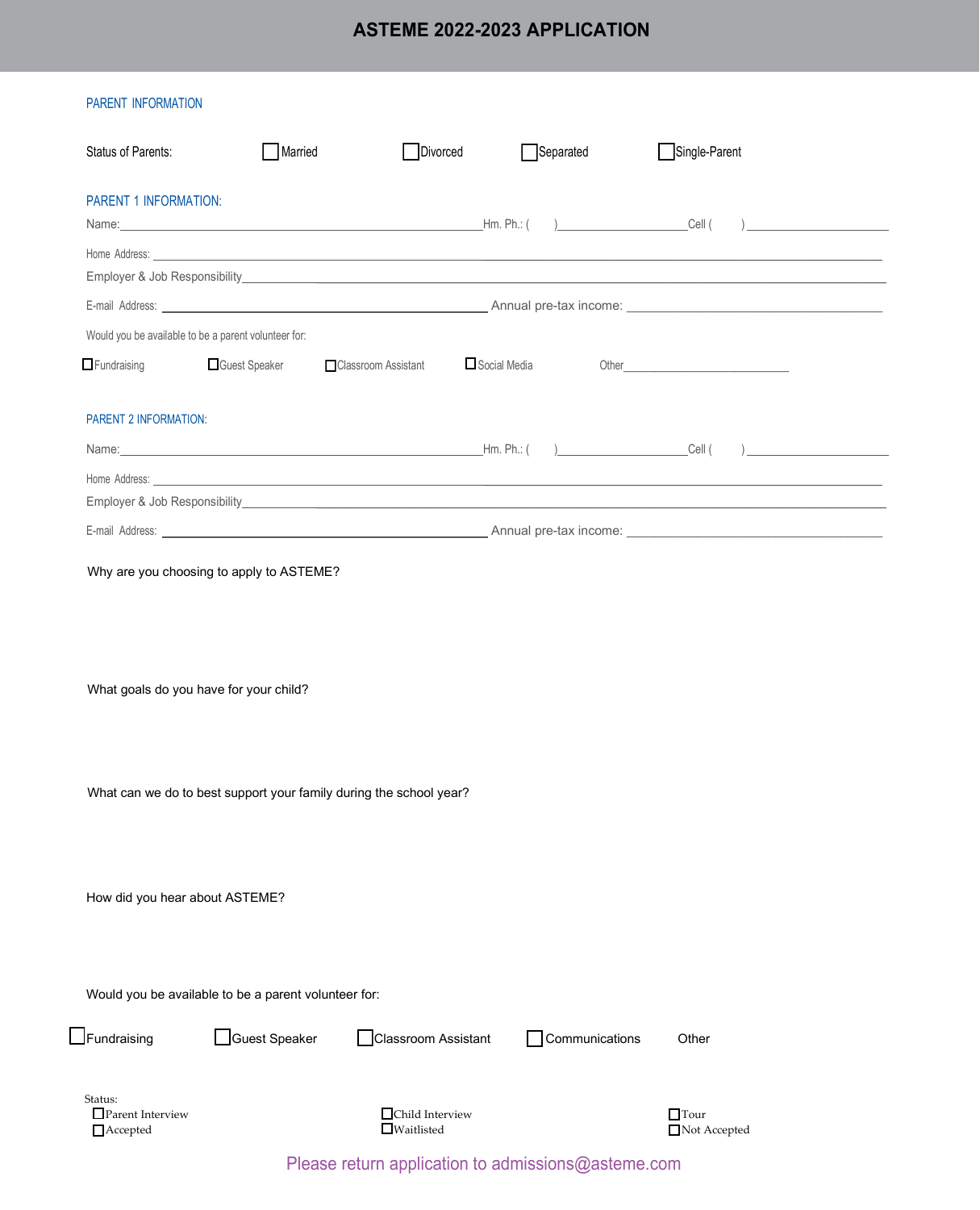# ASTEME 2022-2023 APPLICATION

## PARENT INFORMATION

Status of Parents: ☐ Married ☐ Divorced ☐ Separated ☐ Single-Parent

### PARENT 1 INFORMATION:

Name:\_\_\_\_\_\_\_\_\_\_\_\_\_\_\_\_\_\_\_\_\_\_\_\_\_\_\_\_\_\_\_\_\_\_\_\_\_\_\_\_ Hm. Ph.: ( )\_\_\_\_\_\_\_\_\_\_\_\_\_\_\_\_\_\_ Cell ( )\_\_\_\_\_\_\_\_\_\_\_\_\_\_\_\_\_\_

Home Address: \_\_\_\_\_\_\_\_\_\_\_\_\_\_\_\_\_\_\_\_\_\_\_\_\_\_\_\_\_\_\_\_\_\_\_\_\_\_\_\_\_\_\_\_\_\_\_\_\_\_\_\_\_\_\_\_\_\_\_\_\_\_\_\_\_\_\_\_\_\_\_\_\_\_\_\_

Employer & Job Responsibility\_\_\_\_\_\_\_\_\_\_\_\_\_\_\_\_\_\_\_\_\_\_\_\_\_\_\_\_\_\_\_\_\_\_\_\_\_\_\_\_\_\_\_\_\_\_\_\_\_\_\_\_\_\_\_\_\_\_\_\_\_\_\_\_\_\_\_\_\_

E-mail Address: \_\_\_\_\_\_\_\_\_\_\_\_\_\_\_\_\_\_\_\_\_\_\_\_\_\_\_\_\_\_\_\_\_\_\_\_ Annual pre-tax income: \_\_\_\_\_\_\_\_\_\_\_\_\_\_\_\_\_\_\_\_\_\_\_\_\_\_\_\_\_\_

Would you be available to be a parent volunteer for:

☐ Fundraising ☐ Guest Speaker ☐ Classroom Assistant ☐ Social Media Other\_\_\_\_\_\_\_\_\_\_\_\_\_\_\_\_\_\_\_\_\_\_

### PARENT 2 INFORMATION:

Name:\_\_\_\_\_\_\_\_\_\_\_\_\_\_\_\_\_\_\_\_\_\_\_\_\_\_\_\_\_\_\_\_\_\_\_\_\_\_\_\_ Hm. Ph.: ( )\_\_\_\_\_\_\_\_\_\_\_\_\_\_\_\_\_\_ Cell ( )\_\_\_\_\_\_\_\_\_\_\_\_\_\_\_\_\_\_

Home Address: \_\_\_\_\_\_\_\_\_\_\_\_\_\_\_\_\_\_\_\_\_\_\_\_\_\_\_\_\_\_\_\_\_\_\_\_\_\_\_\_\_\_\_\_\_\_\_\_\_\_\_\_\_\_\_\_\_\_\_\_\_\_\_\_\_\_\_\_\_\_\_\_\_\_\_\_

Employer & Job Responsibility\_\_\_\_\_\_\_\_\_\_\_\_\_\_\_\_\_\_\_\_\_\_\_\_\_\_\_\_\_\_\_\_\_\_\_\_\_\_\_\_\_\_\_\_\_\_\_\_\_\_\_\_\_\_\_\_\_\_\_\_\_\_\_\_\_\_\_\_\_

E-mail Address: \_\_\_\_\_\_\_\_\_\_\_\_\_\_\_\_\_\_\_\_\_\_\_\_\_\_\_\_\_\_\_\_\_\_\_\_ Annual pre-tax income: \_\_\_\_\_\_\_\_\_\_\_\_\_\_\_\_\_\_\_\_\_\_\_\_\_\_\_\_\_\_

Why are you choosing to apply to ASTEME?

What goals do you have for your child?

What can we do to best support your family during the school year?

How did you hear about ASTEME?

Would you be available to be a parent volunteer for:

☐ Fundraising ☐ Guest Speaker ☐ Classroom Assistant ☐ Communications Other

Status:

☐ Parent Interview ☐ Child Interview ☐ Tour
☐ Accepted ☐ Waitlisted ☐ Not Accepted

Please return application to admissions@asteme.com